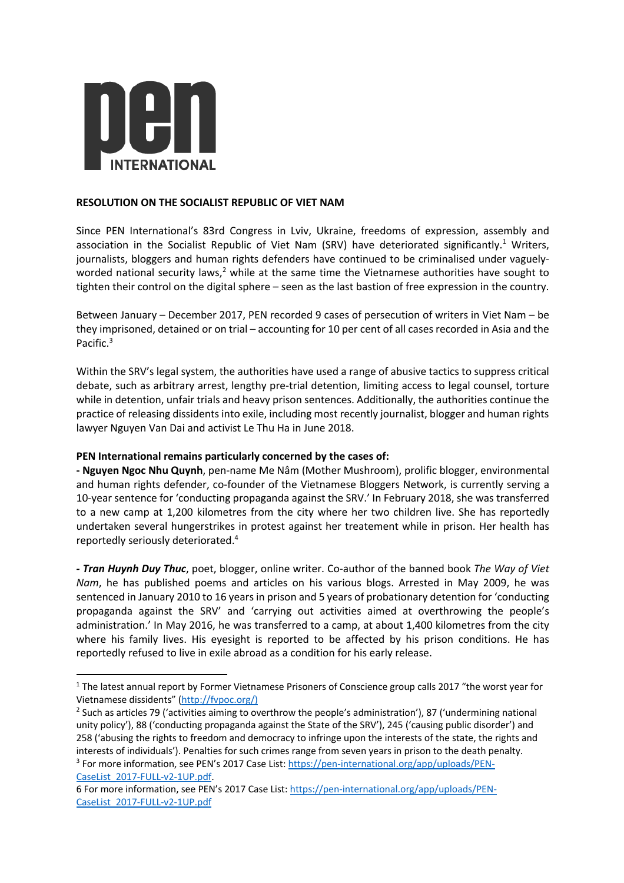pen INTERNATIONAL

**RESOLUTION ON THE SOCIALIST REPUBLIC OF VIET NAM**

Since PEN International's 83rd Congress in Lviv, Ukraine, freedoms of expression, assembly and association in the Socialist Republic of Viet Nam (SRV) have deteriorated significantly.[1] Writers, journalists, bloggers and human rights defenders have continued to be criminalised under vaguely-worded national security laws,[2] while at the same time the Vietnamese authorities have sought to tighten their control on the digital sphere – seen as the last bastion of free expression in the country.

Between January – December 2017, PEN recorded 9 cases of persecution of writers in Viet Nam – be they imprisoned, detained or on trial – accounting for 10 per cent of all cases recorded in Asia and the Pacific.[3]

Within the SRV's legal system, the authorities have used a range of abusive tactics to suppress critical debate, such as arbitrary arrest, lengthy pre-trial detention, limiting access to legal counsel, torture while in detention, unfair trials and heavy prison sentences. Additionally, the authorities continue the practice of releasing dissidents into exile, including most recently journalist, blogger and human rights lawyer Nguyen Van Dai and activist Le Thu Ha in June 2018.

**PEN International remains particularly concerned by the cases of:**

**- Nguyen Ngoc Nhu Quynh**, pen-name Me Nâm (Mother Mushroom), prolific blogger, environmental and human rights defender, co-founder of the Vietnamese Bloggers Network, is currently serving a 10-year sentence for 'conducting propaganda against the SRV.' In February 2018, she was transferred to a new camp at 1,200 kilometres from the city where her two children live. She has reportedly undertaken several hungerstrikes in protest against her treatement while in prison. Her health has reportedly seriously deteriorated.[4]

***- Tran Huynh Duy Thuc***, poet, blogger, online writer. Co-author of the banned book *The Way of Viet Nam*, he has published poems and articles on his various blogs. Arrested in May 2009, he was sentenced in January 2010 to 16 years in prison and 5 years of probationary detention for 'conducting propaganda against the SRV' and 'carrying out activities aimed at overthrowing the people's administration.' In May 2016, he was transferred to a camp, at about 1,400 kilometres from the city where his family lives. His eyesight is reported to be affected by his prison conditions. He has reportedly refused to live in exile abroad as a condition for his early release.

---

[1] The latest annual report by Former Vietnamese Prisoners of Conscience group calls 2017 "the worst year for Vietnamese dissidents" (http://fvpoc.org/)

[2] Such as articles 79 ('activities aiming to overthrow the people's administration'), 87 ('undermining national unity policy'), 88 ('conducting propaganda against the State of the SRV'), 245 ('causing public disorder') and 258 ('abusing the rights to freedom and democracy to infringe upon the interests of the state, the rights and interests of individuals'). Penalties for such crimes range from seven years in prison to the death penalty.

[3] For more information, see PEN's 2017 Case List: https://pen-international.org/app/uploads/PEN-CaseList_2017-FULL-v2-1UP.pdf.

6 For more information, see PEN's 2017 Case List: https://pen-international.org/app/uploads/PEN-CaseList_2017-FULL-v2-1UP.pdf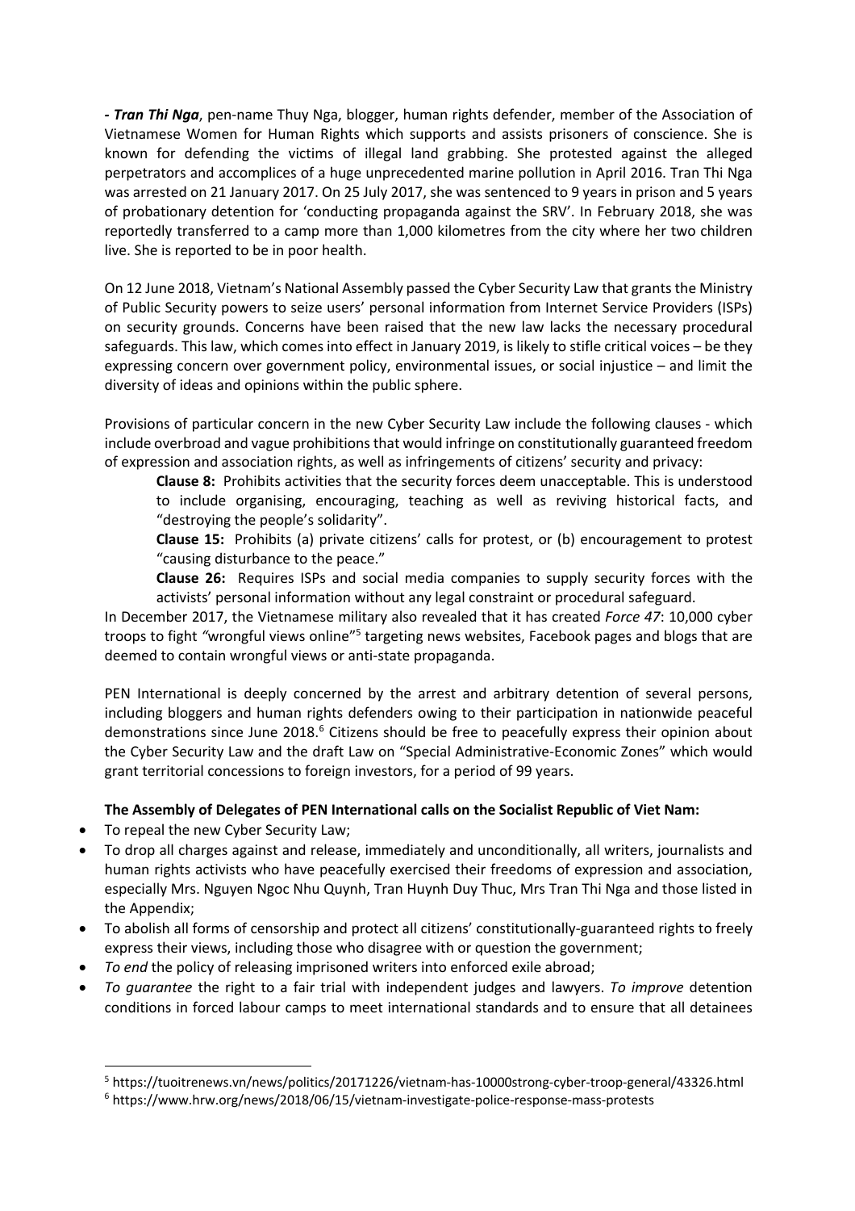***- Tran Thi Nga***, pen-name Thuy Nga, blogger, human rights defender, member of the Association of Vietnamese Women for Human Rights which supports and assists prisoners of conscience. She is known for defending the victims of illegal land grabbing. She protested against the alleged perpetrators and accomplices of a huge unprecedented marine pollution in April 2016. Tran Thi Nga was arrested on 21 January 2017. On 25 July 2017, she was sentenced to 9 years in prison and 5 years of probationary detention for 'conducting propaganda against the SRV'. In February 2018, she was reportedly transferred to a camp more than 1,000 kilometres from the city where her two children live. She is reported to be in poor health.

On 12 June 2018, Vietnam's National Assembly passed the Cyber Security Law that grants the Ministry of Public Security powers to seize users' personal information from Internet Service Providers (ISPs) on security grounds. Concerns have been raised that the new law lacks the necessary procedural safeguards. This law, which comes into effect in January 2019, is likely to stifle critical voices – be they expressing concern over government policy, environmental issues, or social injustice – and limit the diversity of ideas and opinions within the public sphere.

Provisions of particular concern in the new Cyber Security Law include the following clauses - which include overbroad and vague prohibitions that would infringe on constitutionally guaranteed freedom of expression and association rights, as well as infringements of citizens' security and privacy:

> **Clause 8:** Prohibits activities that the security forces deem unacceptable. This is understood to include organising, encouraging, teaching as well as reviving historical facts, and "destroying the people's solidarity".
>
> **Clause 15:** Prohibits (a) private citizens' calls for protest, or (b) encouragement to protest "causing disturbance to the peace."
>
> **Clause 26:** Requires ISPs and social media companies to supply security forces with the activists' personal information without any legal constraint or procedural safeguard.

In December 2017, the Vietnamese military also revealed that it has created *Force 47*: 10,000 cyber troops to fight *"*wrongful views online"[5] targeting news websites, Facebook pages and blogs that are deemed to contain wrongful views or anti-state propaganda.

PEN International is deeply concerned by the arrest and arbitrary detention of several persons, including bloggers and human rights defenders owing to their participation in nationwide peaceful demonstrations since June 2018.[6] Citizens should be free to peacefully express their opinion about the Cyber Security Law and the draft Law on "Special Administrative-Economic Zones" which would grant territorial concessions to foreign investors, for a period of 99 years.

**The Assembly of Delegates of PEN International calls on the Socialist Republic of Viet Nam:**

- To repeal the new Cyber Security Law;
- To drop all charges against and release, immediately and unconditionally, all writers, journalists and human rights activists who have peacefully exercised their freedoms of expression and association, especially Mrs. Nguyen Ngoc Nhu Quynh, Tran Huynh Duy Thuc, Mrs Tran Thi Nga and those listed in the Appendix;
- To abolish all forms of censorship and protect all citizens' constitutionally-guaranteed rights to freely express their views, including those who disagree with or question the government;
- *To end* the policy of releasing imprisoned writers into enforced exile abroad;
- *To guarantee* the right to a fair trial with independent judges and lawyers. *To improve* detention conditions in forced labour camps to meet international standards and to ensure that all detainees

---

[5] https://tuoitrenews.vn/news/politics/20171226/vietnam-has-10000strong-cyber-troop-general/43326.html

[6] https://www.hrw.org/news/2018/06/15/vietnam-investigate-police-response-mass-protests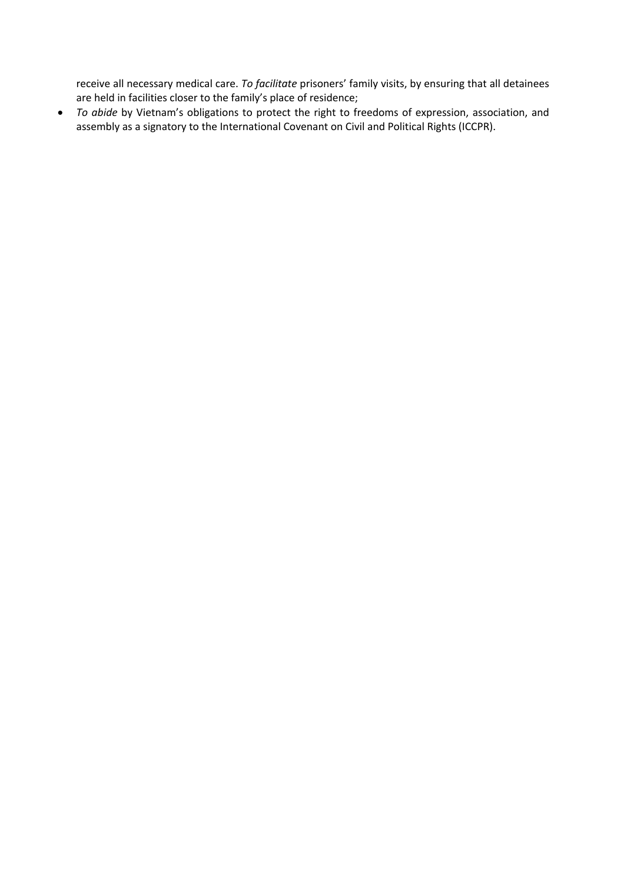receive all necessary medical care. *To facilitate* prisoners' family visits, by ensuring that all detainees are held in facilities closer to the family's place of residence;

- *To abide* by Vietnam's obligations to protect the right to freedoms of expression, association, and assembly as a signatory to the International Covenant on Civil and Political Rights (ICCPR).